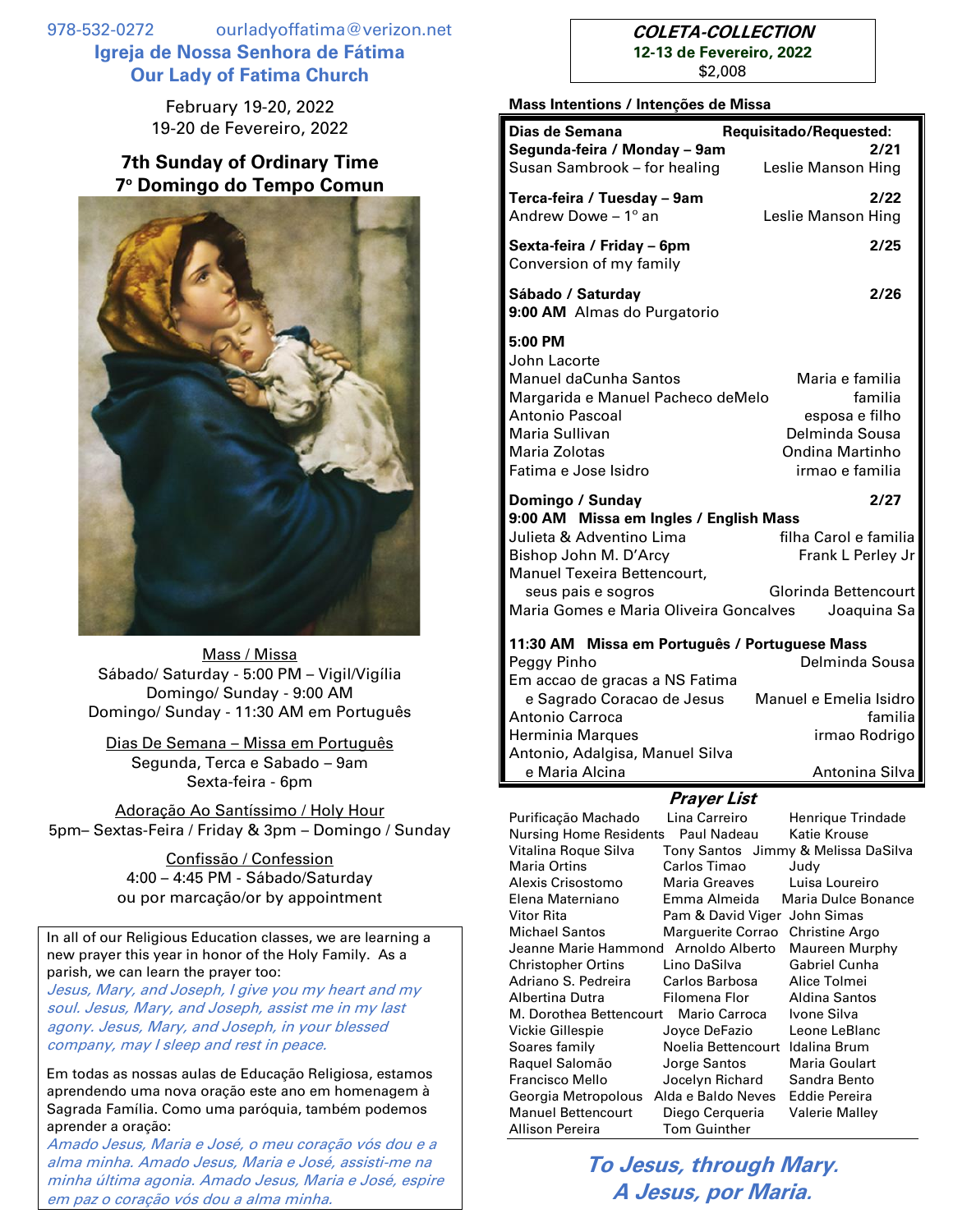978-532-0272 ourladyoffatima@verizon.net

# Igreja de Nossa Senhora de Fátima
# Our Lady of Fatima Church

February 19-20, 2022
19-20 de Fevereiro, 2022

## 7th Sunday of Ordinary Time
## 7º Domingo do Tempo Comun

Mass / Missa
Sábado/ Saturday - 5:00 PM – Vigil/Vigília
Domingo/ Sunday - 9:00 AM
Domingo/ Sunday - 11:30 AM em Português

Dias De Semana – Missa em Português
Segunda, Terca e Sabado – 9am
Sexta-feira - 6pm

Adoração Ao Santíssimo / Holy Hour
5pm– Sextas-Feira / Friday & 3pm – Domingo / Sunday

Confissão / Confession
4:00 – 4:45 PM - Sábado/Saturday
ou por marcação/or by appointment

In all of our Religious Education classes, we are learning a new prayer this year in honor of the Holy Family. As a parish, we can learn the prayer too:
*Jesus, Mary, and Joseph, I give you my heart and my soul. Jesus, Mary, and Joseph, assist me in my last agony. Jesus, Mary, and Joseph, in your blessed company, may I sleep and rest in peace.*

Em todas as nossas aulas de Educação Religiosa, estamos aprendendo uma nova oração este ano em homenagem à Sagrada Família. Como uma paróquia, também podemos aprender a oração:
*Amado Jesus, Maria e José, o meu coração vós dou e a alma minha. Amado Jesus, Maria e José, assisti-me na minha última agonia. Amado Jesus, Maria e José, espire em paz o coração vós dou a alma minha.*

**COLETA-COLLECTION**
**12-13 de Fevereiro, 2022**
$2,008

**Mass Intentions / Intenções de Missa**

| **Dias de Semana** | **Requisitado/Requested:** |
|---|---|
| **Segunda-feira / Monday – 9am** | **2/21** |
| Susan Sambrook – for healing | Leslie Manson Hing |
| **Terca-feira / Tuesday – 9am** | **2/22** |
| Andrew Dowe – 1º an | Leslie Manson Hing |
| **Sexta-feira / Friday – 6pm** | **2/25** |
| Conversion of my family | |
| **Sábado / Saturday** | **2/26** |
| **9:00 AM** Almas do Purgatorio | |
| **5:00 PM** | |
| John Lacorte | |
| Manuel daCunha Santos | Maria e familia |
| Margarida e Manuel Pacheco deMelo | familia |
| Antonio Pascoal | esposa e filho |
| Maria Sullivan | Delminda Sousa |
| Maria Zolotas | Ondina Martinho |
| Fatima e Jose Isidro | irmao e familia |
| **Domingo / Sunday** | **2/27** |
| **9:00 AM Missa em Ingles / English Mass** | |
| Julieta & Adventino Lima | filha Carol e familia |
| Bishop John M. D'Arcy | Frank L Perley Jr |
| Manuel Texeira Bettencourt, seus pais e sogros | Glorinda Bettencourt |
| Maria Gomes e Maria Oliveira Goncalves | Joaquina Sa |
| **11:30 AM Missa em Português / Portuguese Mass** | |
| Peggy Pinho | Delminda Sousa |
| Em accao de gracas a NS Fatima e Sagrado Coracao de Jesus | Manuel e Emelia Isidro |
| Antonio Carroca | familia |
| Herminia Marques | irmao Rodrigo |
| Antonio, Adalgisa, Manuel Silva e Maria Alcina | Antonina Silva |

### *Prayer List*

| | | |
|---|---|---|
| Purificação Machado | Lina Carreiro | Henrique Trindade |
| Nursing Home Residents | Paul Nadeau | Katie Krouse |
| Vitalina Roque Silva | Tony Santos | Jimmy & Melissa DaSilva |
| Maria Ortins | Carlos Timao | Judy |
| Alexis Crisostomo | Maria Greaves | Luisa Loureiro |
| Elena Materniano | Emma Almeida | Maria Dulce Bonance |
| Vitor Rita | Pam & David Viger | John Simas |
| Michael Santos | Marguerite Corrao | Christine Argo |
| Jeanne Marie Hammond | Arnoldo Alberto | Maureen Murphy |
| Christopher Ortins | Lino DaSilva | Gabriel Cunha |
| Adriano S. Pedreira | Carlos Barbosa | Alice Tolmei |
| Albertina Dutra | Filomena Flor | Aldina Santos |
| M. Dorothea Bettencourt | Mario Carroca | Ivone Silva |
| Vickie Gillespie | Joyce DeFazio | Leone LeBlanc |
| Soares family | Noelia Bettencourt | Idalina Brum |
| Raquel Salomão | Jorge Santos | Maria Goulart |
| Francisco Mello | Jocelyn Richard | Sandra Bento |
| Georgia Metropolous | Alda e Baldo Neves | Eddie Pereira |
| Manuel Bettencourt | Diego Cerqueria | Valerie Malley |
| Allison Pereira | Tom Guinther | |

***To Jesus, through Mary.***
***A Jesus, por Maria.***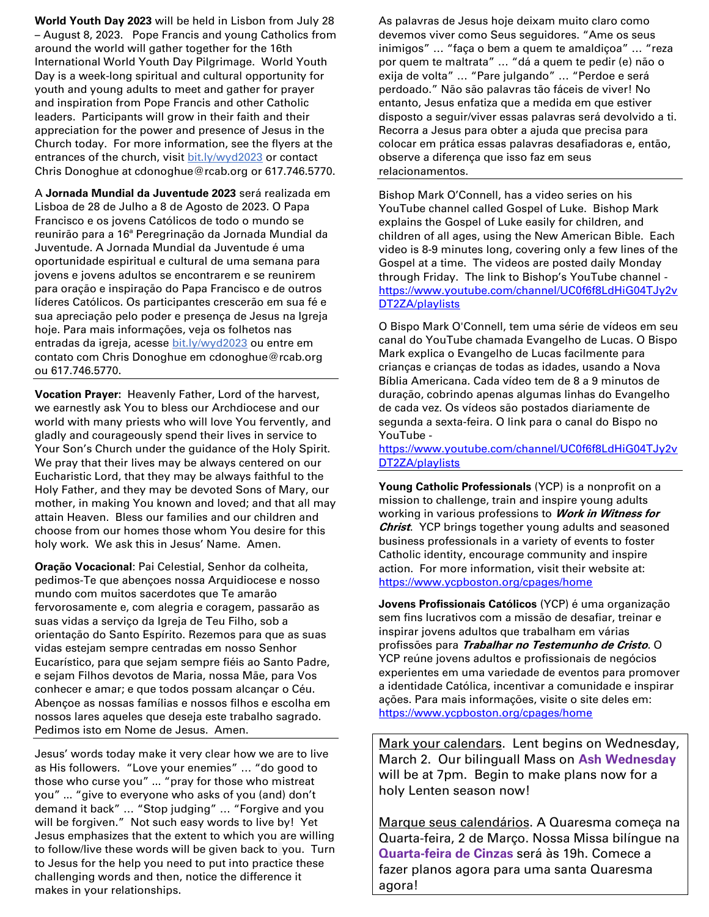**World Youth Day 2023** will be held in Lisbon from July 28 – August 8, 2023. Pope Francis and young Catholics from around the world will gather together for the 16th International World Youth Day Pilgrimage. World Youth Day is a week-long spiritual and cultural opportunity for youth and young adults to meet and gather for prayer and inspiration from Pope Francis and other Catholic leaders. Participants will grow in their faith and their appreciation for the power and presence of Jesus in the Church today. For more information, see the flyers at the entrances of the church, visit bit.ly/wyd2023 or contact Chris Donoghue at cdonoghue@rcab.org or 617.746.5770.

A **Jornada Mundial da Juventude 2023** será realizada em Lisboa de 28 de Julho a 8 de Agosto de 2023. O Papa Francisco e os jovens Católicos de todo o mundo se reunirão para a 16ª Peregrinação da Jornada Mundial da Juventude. A Jornada Mundial da Juventude é uma oportunidade espiritual e cultural de uma semana para jovens e jovens adultos se encontrarem e se reunirem para oração e inspiração do Papa Francisco e de outros líderes Católicos. Os participantes crescerão em sua fé e sua apreciação pelo poder e presença de Jesus na Igreja hoje. Para mais informações, veja os folhetos nas entradas da igreja, acesse bit.ly/wyd2023 ou entre em contato com Chris Donoghue em cdonoghue@rcab.org ou 617.746.5770.

---

**Vocation Prayer**: Heavenly Father, Lord of the harvest, we earnestly ask You to bless our Archdiocese and our world with many priests who will love You fervently, and gladly and courageously spend their lives in service to Your Son's Church under the guidance of the Holy Spirit. We pray that their lives may be always centered on our Eucharistic Lord, that they may be always faithful to the Holy Father, and they may be devoted Sons of Mary, our mother, in making You known and loved; and that all may attain Heaven. Bless our families and our children and choose from our homes those whom You desire for this holy work. We ask this in Jesus' Name. Amen.

**Oração Vocacional**: Pai Celestial, Senhor da colheita, pedimos-Te que abençoes nossa Arquidiocese e nosso mundo com muitos sacerdotes que Te amarão fervorosamente e, com alegria e coragem, passarão as suas vidas a serviço da Igreja de Teu Filho, sob a orientação do Santo Espírito. Rezemos para que as suas vidas estejam sempre centradas em nosso Senhor Eucarístico, para que sejam sempre fiéis ao Santo Padre, e sejam Filhos devotos de Maria, nossa Mãe, para Vos conhecer e amar; e que todos possam alcançar o Céu. Abençoe as nossas famílias e nossos filhos e escolha em nossos lares aqueles que deseja este trabalho sagrado. Pedimos isto em Nome de Jesus. Amen.

---

Jesus' words today make it very clear how we are to live as His followers. "Love your enemies" … "do good to those who curse you" … "pray for those who mistreat you" … "give to everyone who asks of you (and) don't demand it back" … "Stop judging" … "Forgive and you will be forgiven." Not such easy words to live by! Yet Jesus emphasizes that the extent to which you are willing to follow/live these words will be given back to you. Turn to Jesus for the help you need to put into practice these challenging words and then, notice the difference it makes in your relationships.

As palavras de Jesus hoje deixam muito claro como devemos viver como Seus seguidores. "Ame os seus inimigos" … "faça o bem a quem te amaldiçoa" … "reza por quem te maltrata" … "dá a quem te pedir (e) não o exija de volta" … "Pare julgando" … "Perdoe e será perdoado." Não são palavras tão fáceis de viver! No entanto, Jesus enfatiza que a medida em que estiver disposto a seguir/viver essas palavras será devolvido a ti. Recorra a Jesus para obter a ajuda que precisa para colocar em prática essas palavras desafiadoras e, então, observe a diferença que isso faz em seus relacionamentos.

---

Bishop Mark O'Connell, has a video series on his YouTube channel called Gospel of Luke. Bishop Mark explains the Gospel of Luke easily for children, and children of all ages, using the New American Bible. Each video is 8-9 minutes long, covering only a few lines of the Gospel at a time. The videos are posted daily Monday through Friday. The link to Bishop's YouTube channel - https://www.youtube.com/channel/UC0f6f8LdHiG04TJy2vDT2ZA/playlists

O Bispo Mark O'Connell, tem uma série de vídeos em seu canal do YouTube chamada Evangelho de Lucas. O Bispo Mark explica o Evangelho de Lucas facilmente para crianças e crianças de todas as idades, usando a Nova Bíblia Americana. Cada vídeo tem de 8 a 9 minutos de duração, cobrindo apenas algumas linhas do Evangelho de cada vez. Os vídeos são postados diariamente de segunda a sexta-feira. O link para o canal do Bispo no YouTube - https://www.youtube.com/channel/UC0f6f8LdHiG04TJy2vDT2ZA/playlists

---

**Young Catholic Professionals** (YCP) is a nonprofit on a mission to challenge, train and inspire young adults working in various professions to ***Work in Witness for Christ***. YCP brings together young adults and seasoned business professionals in a variety of events to foster Catholic identity, encourage community and inspire action. For more information, visit their website at: https://www.ycpboston.org/cpages/home

**Jovens Profissionais Católicos** (YCP) é uma organização sem fins lucrativos com a missão de desafiar, treinar e inspirar jovens adultos que trabalham em várias profissões para ***Trabalhar no Testemunho de Cristo***. O YCP reúne jovens adultos e profissionais de negócios experientes em uma variedade de eventos para promover a identidade Católica, incentivar a comunidade e inspirar ações. Para mais informações, visite o site deles em: https://www.ycpboston.org/cpages/home

---

Mark your calendars. Lent begins on Wednesday, March 2. Our bilinguall Mass on **Ash Wednesday** will be at 7pm. Begin to make plans now for a holy Lenten season now!

Marque seus calendários. A Quaresma começa na Quarta-feira, 2 de Março. Nossa Missa bilíngue na **Quarta-feira de Cinzas** será às 19h. Comece a fazer planos agora para uma santa Quaresma agora!